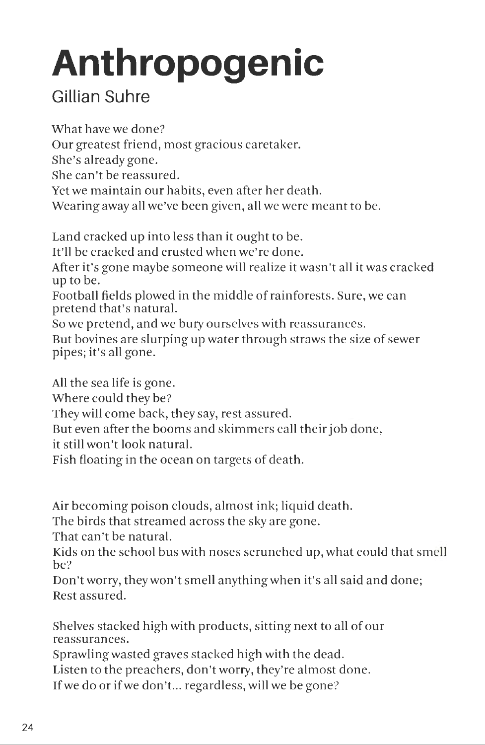# Anthropogenic

Gillian Suhre

What have we done?
Our greatest friend, most gracious caretaker.
She's already gone.
She can't be reassured.
Yet we maintain our habits, even after her death.
Wearing away all we've been given, all we were meant to be.

Land cracked up into less than it ought to be.
It'll be cracked and crusted when we're done.
After it's gone maybe someone will realize it wasn't all it was cracked up to be.
Football fields plowed in the middle of rainforests. Sure, we can pretend that's natural.
So we pretend, and we bury ourselves with reassurances.
But bovines are slurping up water through straws the size of sewer pipes; it's all gone.

All the sea life is gone.
Where could they be?
They will come back, they say, rest assured.
But even after the booms and skimmers call their job done,
it still won't look natural.
Fish floating in the ocean on targets of death.

Air becoming poison clouds, almost ink; liquid death.
The birds that streamed across the sky are gone.
That can't be natural.
Kids on the school bus with noses scrunched up, what could that smell be?
Don't worry, they won't smell anything when it's all said and done;
Rest assured.

Shelves stacked high with products, sitting next to all of our reassurances.
Sprawling wasted graves stacked high with the dead.
Listen to the preachers, don't worry, they're almost done.
If we do or if we don't... regardless, will we be gone?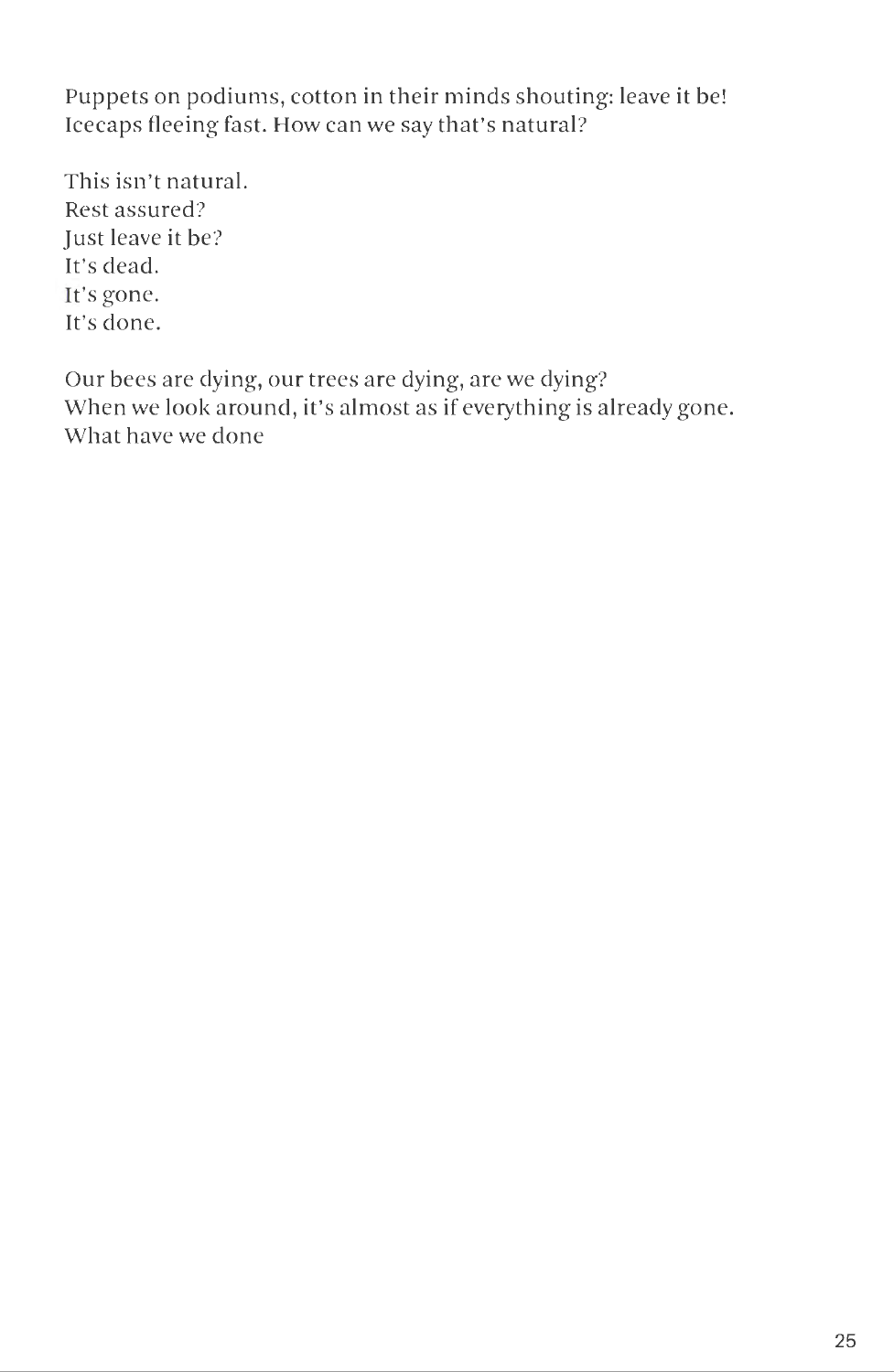Puppets on podiums, cotton in their minds shouting: leave it be!  
Icecaps fleeing fast. How can we say that's natural?

This isn't natural.  
Rest assured?  
Just leave it be?  
It's dead.  
It's gone.  
It's done.

Our bees are dying, our trees are dying, are we dying?  
When we look around, it's almost as if everything is already gone.  
What have we done